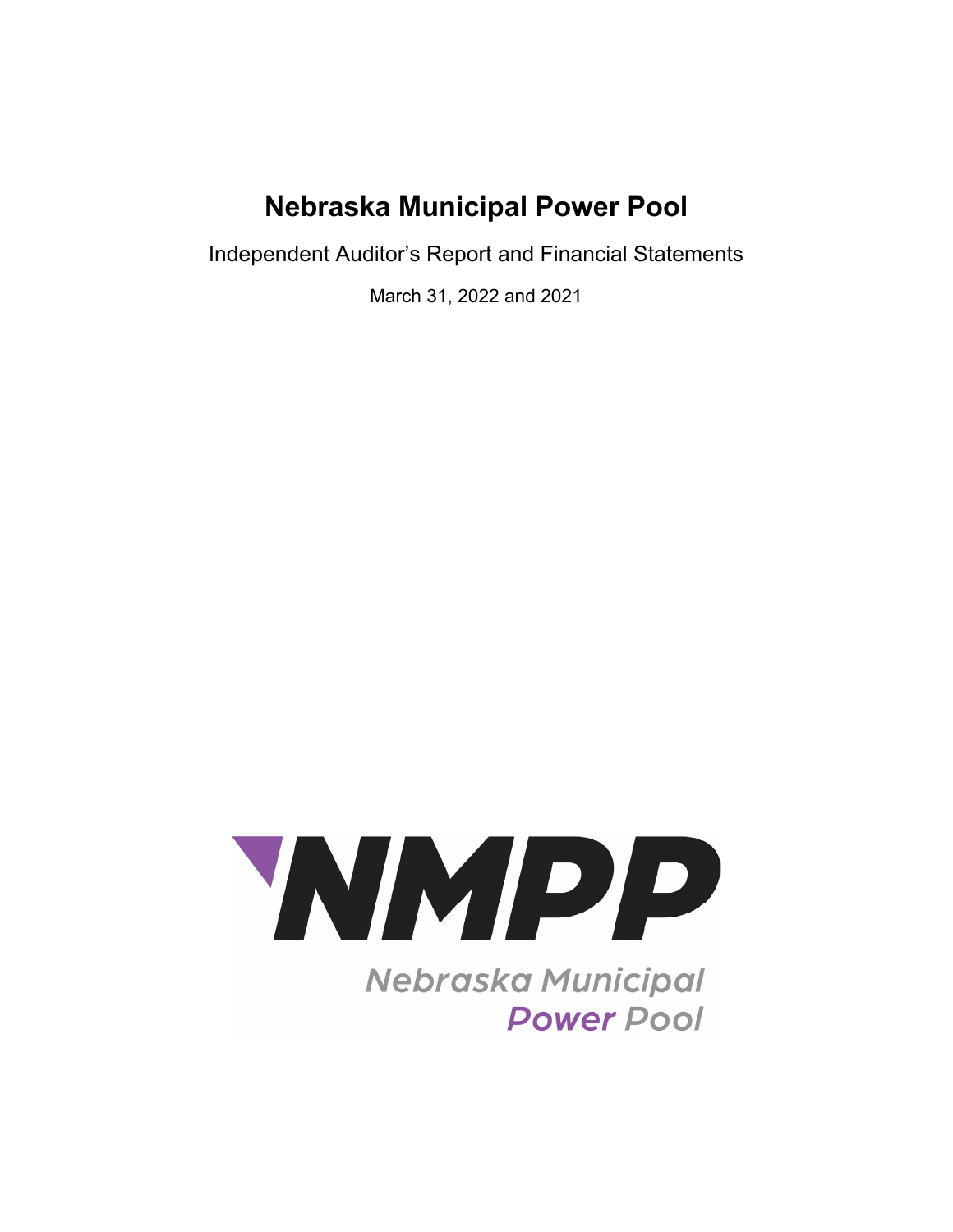# Nebraska Municipal Power Pool

Independent Auditor's Report and Financial Statements

March 31, 2022 and 2021

NMPP

Nebraska Municipal
Power Pool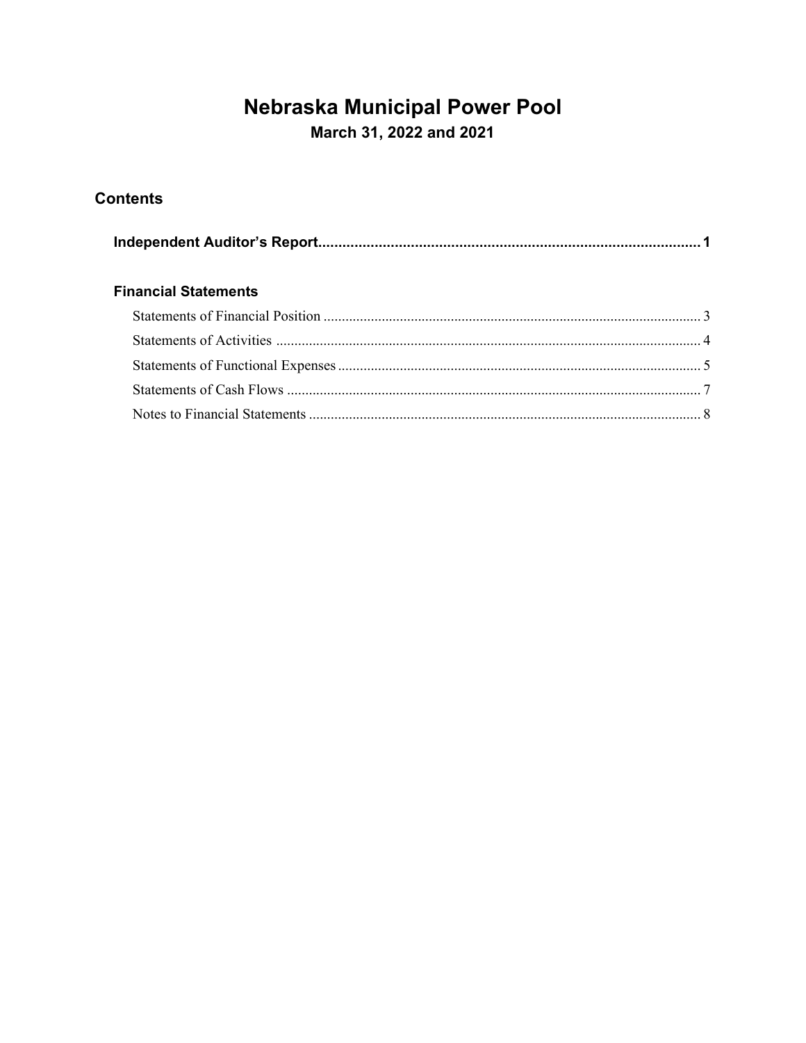# Nebraska Municipal Power Pool

## March 31, 2022 and 2021

## Contents

**Independent Auditor's Report** ............................................................ **1**

### Financial Statements

Statements of Financial Position ............................................................ 3

Statements of Activities ............................................................ 4

Statements of Functional Expenses ............................................................ 5

Statements of Cash Flows ............................................................ 7

Notes to Financial Statements ............................................................ 8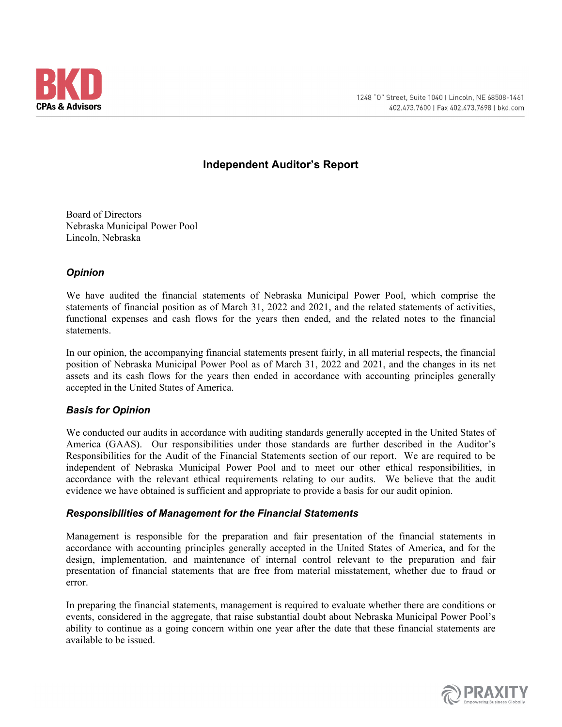# Independent Auditor's Report

Board of Directors
Nebraska Municipal Power Pool
Lincoln, Nebraska

### *Opinion*

We have audited the financial statements of Nebraska Municipal Power Pool, which comprise the statements of financial position as of March 31, 2022 and 2021, and the related statements of activities, functional expenses and cash flows for the years then ended, and the related notes to the financial statements.

In our opinion, the accompanying financial statements present fairly, in all material respects, the financial position of Nebraska Municipal Power Pool as of March 31, 2022 and 2021, and the changes in its net assets and its cash flows for the years then ended in accordance with accounting principles generally accepted in the United States of America.

### *Basis for Opinion*

We conducted our audits in accordance with auditing standards generally accepted in the United States of America (GAAS). Our responsibilities under those standards are further described in the Auditor's Responsibilities for the Audit of the Financial Statements section of our report. We are required to be independent of Nebraska Municipal Power Pool and to meet our other ethical responsibilities, in accordance with the relevant ethical requirements relating to our audits. We believe that the audit evidence we have obtained is sufficient and appropriate to provide a basis for our audit opinion.

### *Responsibilities of Management for the Financial Statements*

Management is responsible for the preparation and fair presentation of the financial statements in accordance with accounting principles generally accepted in the United States of America, and for the design, implementation, and maintenance of internal control relevant to the preparation and fair presentation of financial statements that are free from material misstatement, whether due to fraud or error.

In preparing the financial statements, management is required to evaluate whether there are conditions or events, considered in the aggregate, that raise substantial doubt about Nebraska Municipal Power Pool's ability to continue as a going concern within one year after the date that these financial statements are available to be issued.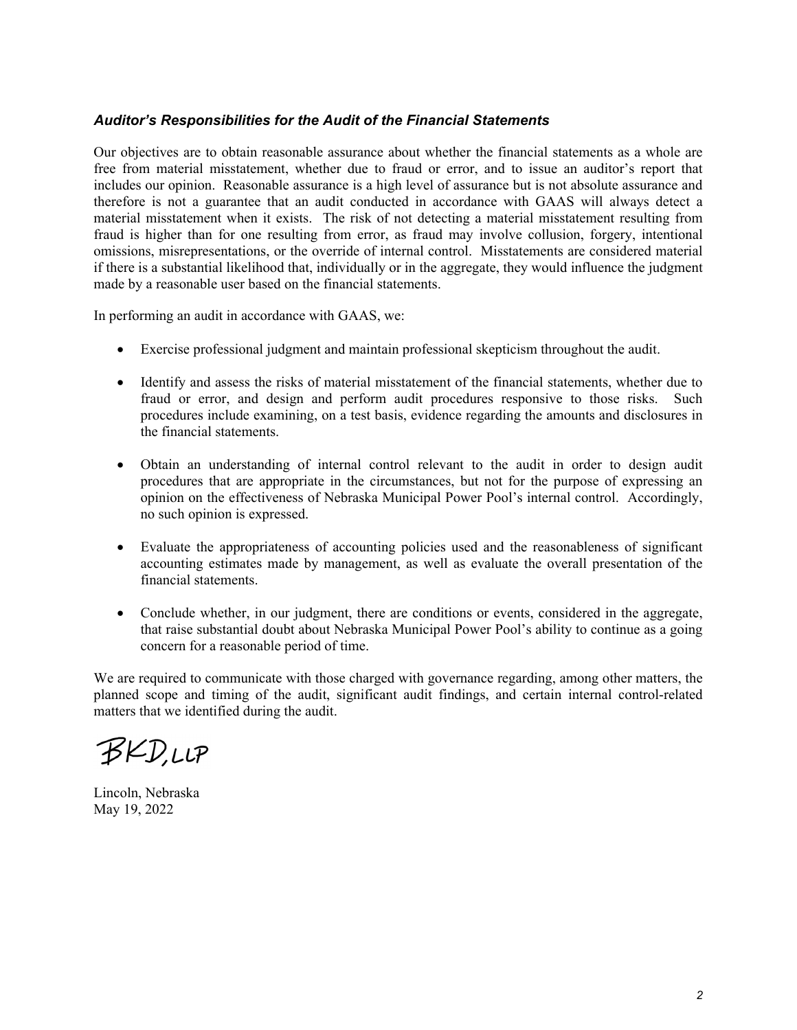### *Auditor's Responsibilities for the Audit of the Financial Statements*

Our objectives are to obtain reasonable assurance about whether the financial statements as a whole are free from material misstatement, whether due to fraud or error, and to issue an auditor's report that includes our opinion. Reasonable assurance is a high level of assurance but is not absolute assurance and therefore is not a guarantee that an audit conducted in accordance with GAAS will always detect a material misstatement when it exists. The risk of not detecting a material misstatement resulting from fraud is higher than for one resulting from error, as fraud may involve collusion, forgery, intentional omissions, misrepresentations, or the override of internal control. Misstatements are considered material if there is a substantial likelihood that, individually or in the aggregate, they would influence the judgment made by a reasonable user based on the financial statements.

In performing an audit in accordance with GAAS, we:

- Exercise professional judgment and maintain professional skepticism throughout the audit.
- Identify and assess the risks of material misstatement of the financial statements, whether due to fraud or error, and design and perform audit procedures responsive to those risks. Such procedures include examining, on a test basis, evidence regarding the amounts and disclosures in the financial statements.
- Obtain an understanding of internal control relevant to the audit in order to design audit procedures that are appropriate in the circumstances, but not for the purpose of expressing an opinion on the effectiveness of Nebraska Municipal Power Pool's internal control. Accordingly, no such opinion is expressed.
- Evaluate the appropriateness of accounting policies used and the reasonableness of significant accounting estimates made by management, as well as evaluate the overall presentation of the financial statements.
- Conclude whether, in our judgment, there are conditions or events, considered in the aggregate, that raise substantial doubt about Nebraska Municipal Power Pool's ability to continue as a going concern for a reasonable period of time.

We are required to communicate with those charged with governance regarding, among other matters, the planned scope and timing of the audit, significant audit findings, and certain internal control-related matters that we identified during the audit.

BKD, LLP

Lincoln, Nebraska
May 19, 2022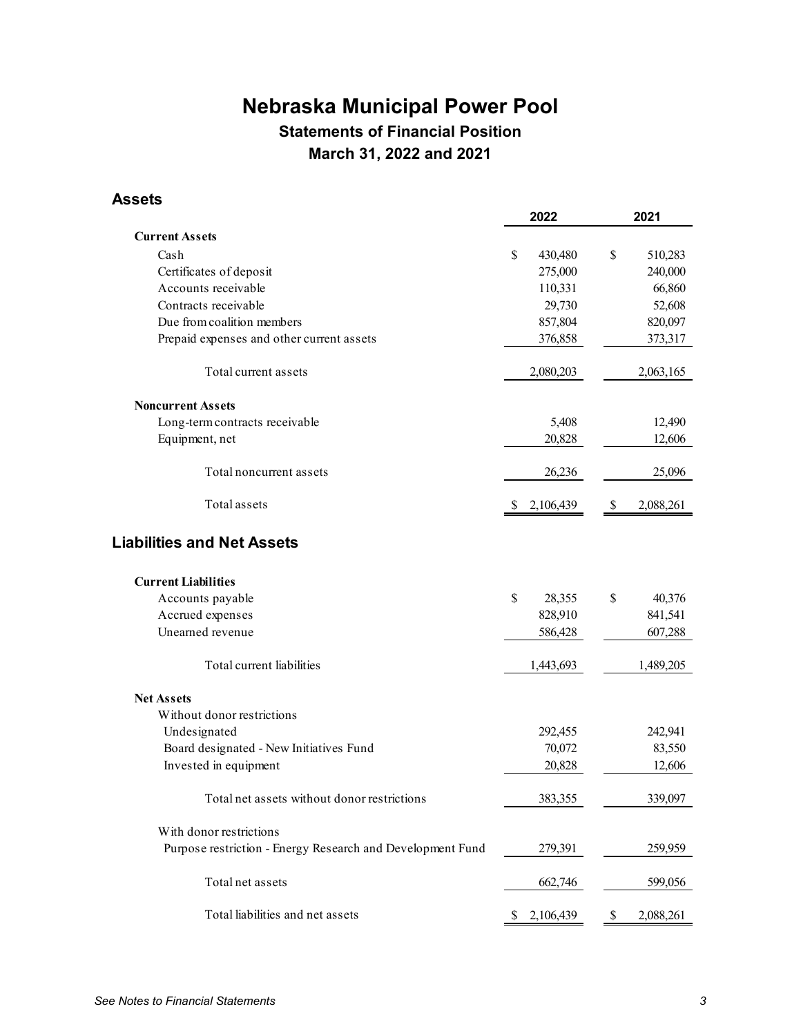# Nebraska Municipal Power Pool

## Statements of Financial Position

## March 31, 2022 and 2021

### Assets

| | 2022 | 2021 |
|---|---|---|
| **Current Assets** | | |
| Cash | $ 430,480 | $ 510,283 |
| Certificates of deposit | 275,000 | 240,000 |
| Accounts receivable | 110,331 | 66,860 |
| Contracts receivable | 29,730 | 52,608 |
| Due from coalition members | 857,804 | 820,097 |
| Prepaid expenses and other current assets | 376,858 | 373,317 |
| Total current assets | 2,080,203 | 2,063,165 |
| **Noncurrent Assets** | | |
| Long-term contracts receivable | 5,408 | 12,490 |
| Equipment, net | 20,828 | 12,606 |
| Total noncurrent assets | 26,236 | 25,096 |
| Total assets | $ 2,106,439 | $ 2,088,261 |

### Liabilities and Net Assets

| | 2022 | 2021 |
|---|---|---|
| **Current Liabilities** | | |
| Accounts payable | $ 28,355 | $ 40,376 |
| Accrued expenses | 828,910 | 841,541 |
| Unearned revenue | 586,428 | 607,288 |
| Total current liabilities | 1,443,693 | 1,489,205 |
| **Net Assets** | | |
| Without donor restrictions | | |
| Undesignated | 292,455 | 242,941 |
| Board designated - New Initiatives Fund | 70,072 | 83,550 |
| Invested in equipment | 20,828 | 12,606 |
| Total net assets without donor restrictions | 383,355 | 339,097 |
| With donor restrictions | | |
| Purpose restriction - Energy Research and Development Fund | 279,391 | 259,959 |
| Total net assets | 662,746 | 599,056 |
| Total liabilities and net assets | $ 2,106,439 | $ 2,088,261 |

*See Notes to Financial Statements*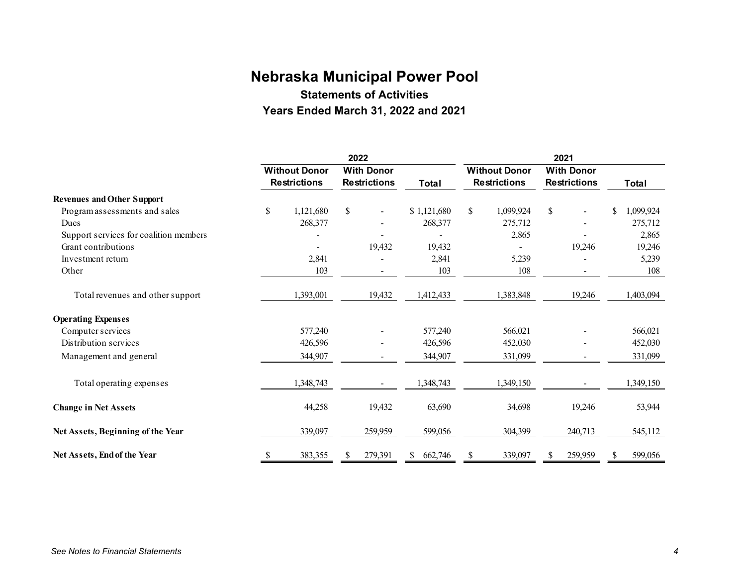# Nebraska Municipal Power Pool

## Statements of Activities

## Years Ended March 31, 2022 and 2021

| | 2022 | | | 2021 | | |
|---|---|---|---|---|---|---|
| | Without Donor Restrictions | With Donor Restrictions | Total | Without Donor Restrictions | With Donor Restrictions | Total |
| **Revenues and Other Support** | | | | | | |
| Program assessments and sales | $ 1,121,680 | $ - | $ 1,121,680 | $ 1,099,924 | $ - | $ 1,099,924 |
| Dues | 268,377 | - | 268,377 | 275,712 | - | 275,712 |
| Support services for coalition members | - | - | - | 2,865 | - | 2,865 |
| Grant contributions | - | 19,432 | 19,432 | - | 19,246 | 19,246 |
| Investment return | 2,841 | - | 2,841 | 5,239 | - | 5,239 |
| Other | 103 | - | 103 | 108 | - | 108 |
| Total revenues and other support | 1,393,001 | 19,432 | 1,412,433 | 1,383,848 | 19,246 | 1,403,094 |
| **Operating Expenses** | | | | | | |
| Computer services | 577,240 | - | 577,240 | 566,021 | - | 566,021 |
| Distribution services | 426,596 | - | 426,596 | 452,030 | - | 452,030 |
| Management and general | 344,907 | - | 344,907 | 331,099 | - | 331,099 |
| Total operating expenses | 1,348,743 | - | 1,348,743 | 1,349,150 | - | 1,349,150 |
| **Change in Net Assets** | 44,258 | 19,432 | 63,690 | 34,698 | 19,246 | 53,944 |
| **Net Assets, Beginning of the Year** | 339,097 | 259,959 | 599,056 | 304,399 | 240,713 | 545,112 |
| **Net Assets, End of the Year** | $ 383,355 | $ 279,391 | $ 662,746 | $ 339,097 | $ 259,959 | $ 599,056 |

*See Notes to Financial Statements*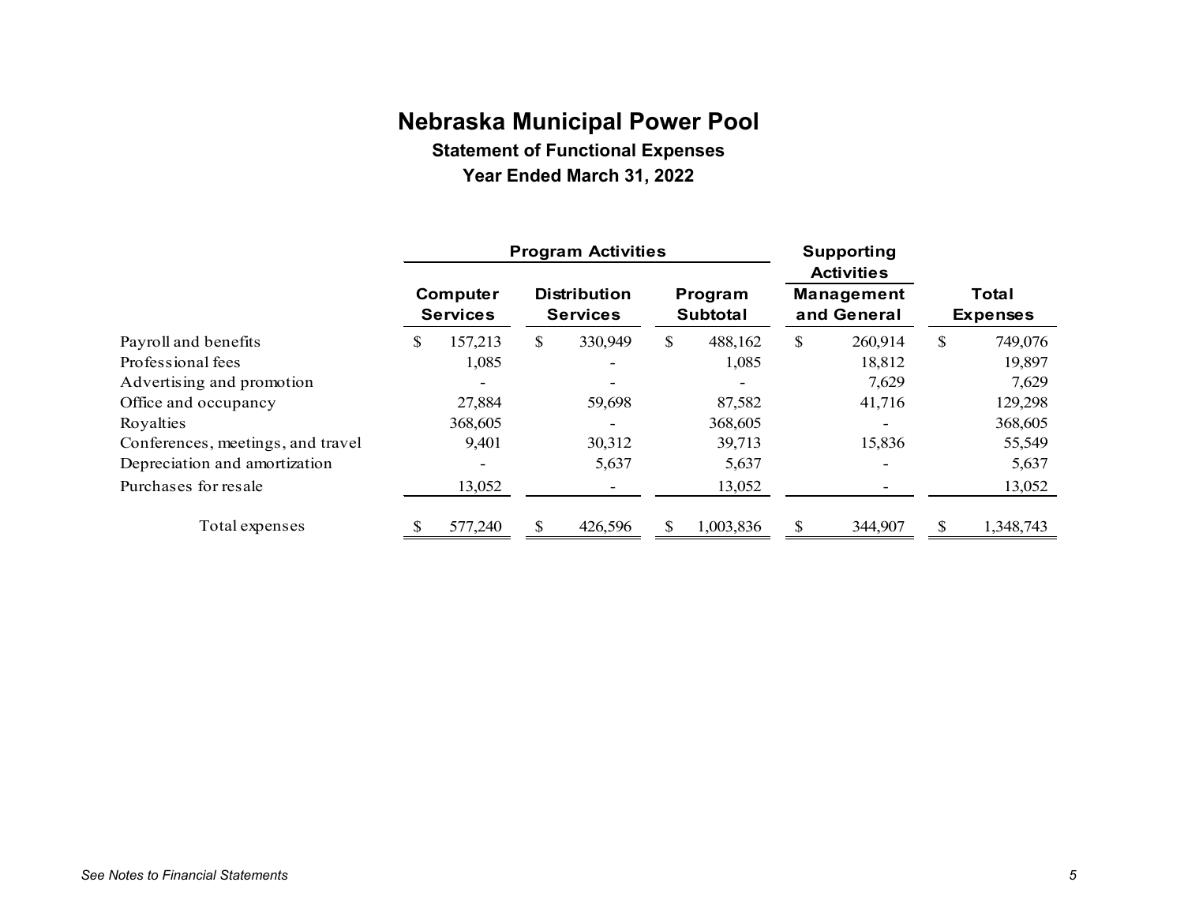# Nebraska Municipal Power Pool

## Statement of Functional Expenses

## Year Ended March 31, 2022

| | Program Activities | | | Supporting Activities | |
|---|---|---|---|---|---|
| | Computer Services | Distribution Services | Program Subtotal | Management and General | Total Expenses |
| Payroll and benefits | $ 157,213 | $ 330,949 | $ 488,162 | $ 260,914 | $ 749,076 |
| Professional fees | 1,085 | - | 1,085 | 18,812 | 19,897 |
| Advertising and promotion | - | - | - | 7,629 | 7,629 |
| Office and occupancy | 27,884 | 59,698 | 87,582 | 41,716 | 129,298 |
| Royalties | 368,605 | - | 368,605 | - | 368,605 |
| Conferences, meetings, and travel | 9,401 | 30,312 | 39,713 | 15,836 | 55,549 |
| Depreciation and amortization | - | 5,637 | 5,637 | - | 5,637 |
| Purchases for resale | 13,052 | - | 13,052 | - | 13,052 |
| Total expenses | $ 577,240 | $ 426,596 | $ 1,003,836 | $ 344,907 | $ 1,348,743 |

*See Notes to Financial Statements*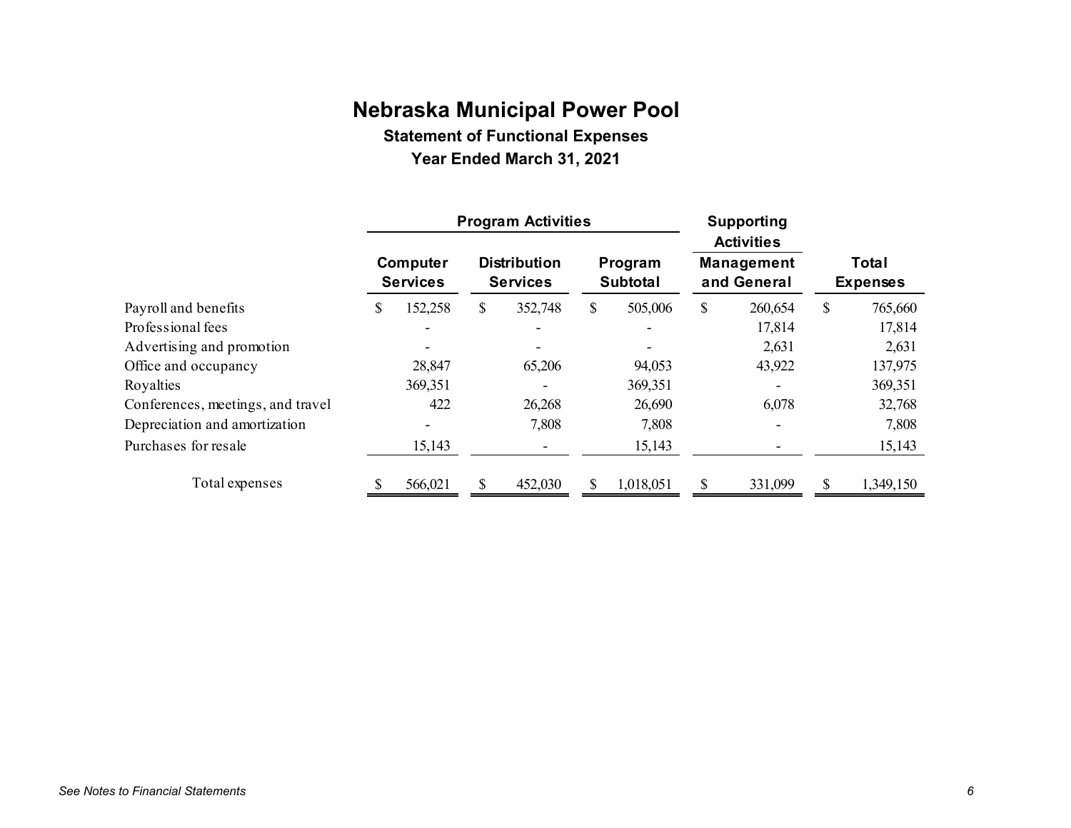# Nebraska Municipal Power Pool

## Statement of Functional Expenses

### Year Ended March 31, 2021

| | Program Activities | | | Supporting Activities | |
|---|---|---|---|---|---|
| | Computer Services | Distribution Services | Program Subtotal | Management and General | Total Expenses |
| Payroll and benefits | $ 152,258 | $ 352,748 | $ 505,006 | $ 260,654 | $ 765,660 |
| Professional fees | - | - | - | 17,814 | 17,814 |
| Advertising and promotion | - | - | - | 2,631 | 2,631 |
| Office and occupancy | 28,847 | 65,206 | 94,053 | 43,922 | 137,975 |
| Royalties | 369,351 | - | 369,351 | - | 369,351 |
| Conferences, meetings, and travel | 422 | 26,268 | 26,690 | 6,078 | 32,768 |
| Depreciation and amortization | - | 7,808 | 7,808 | - | 7,808 |
| Purchases for resale | 15,143 | - | 15,143 | - | 15,143 |
| Total expenses | $ 566,021 | $ 452,030 | $ 1,018,051 | $ 331,099 | $ 1,349,150 |

*See Notes to Financial Statements*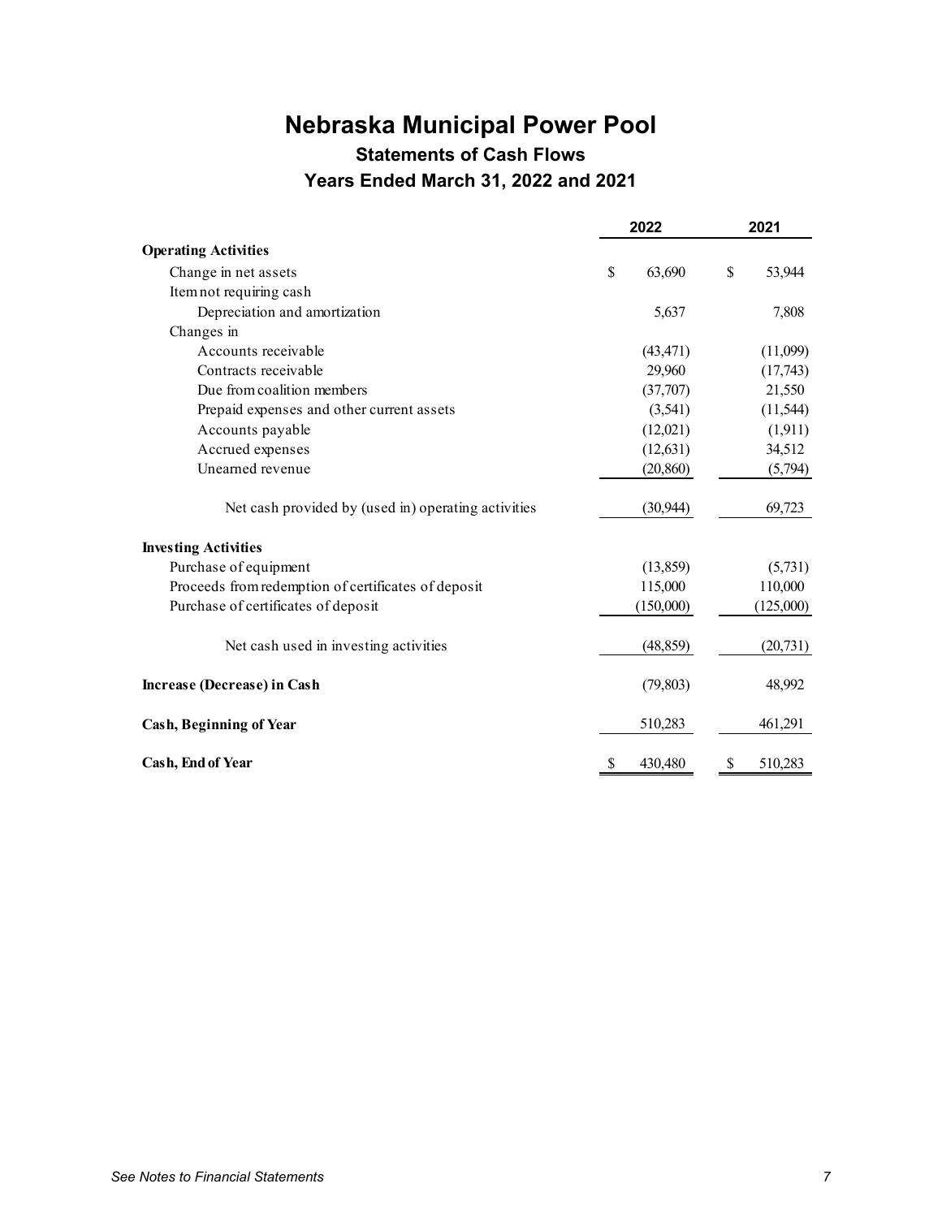# Nebraska Municipal Power Pool

## Statements of Cash Flows

## Years Ended March 31, 2022 and 2021

| | 2022 | 2021 |
|---|---|---|
| **Operating Activities** | | |
| Change in net assets | $ 63,690 | $ 53,944 |
| Item not requiring cash | | |
| Depreciation and amortization | 5,637 | 7,808 |
| Changes in | | |
| Accounts receivable | (43,471) | (11,099) |
| Contracts receivable | 29,960 | (17,743) |
| Due from coalition members | (37,707) | 21,550 |
| Prepaid expenses and other current assets | (3,541) | (11,544) |
| Accounts payable | (12,021) | (1,911) |
| Accrued expenses | (12,631) | 34,512 |
| Unearned revenue | (20,860) | (5,794) |
| Net cash provided by (used in) operating activities | (30,944) | 69,723 |
| **Investing Activities** | | |
| Purchase of equipment | (13,859) | (5,731) |
| Proceeds from redemption of certificates of deposit | 115,000 | 110,000 |
| Purchase of certificates of deposit | (150,000) | (125,000) |
| Net cash used in investing activities | (48,859) | (20,731) |
| **Increase (Decrease) in Cash** | (79,803) | 48,992 |
| **Cash, Beginning of Year** | 510,283 | 461,291 |
| **Cash, End of Year** | $ 430,480 | $ 510,283 |

*See Notes to Financial Statements*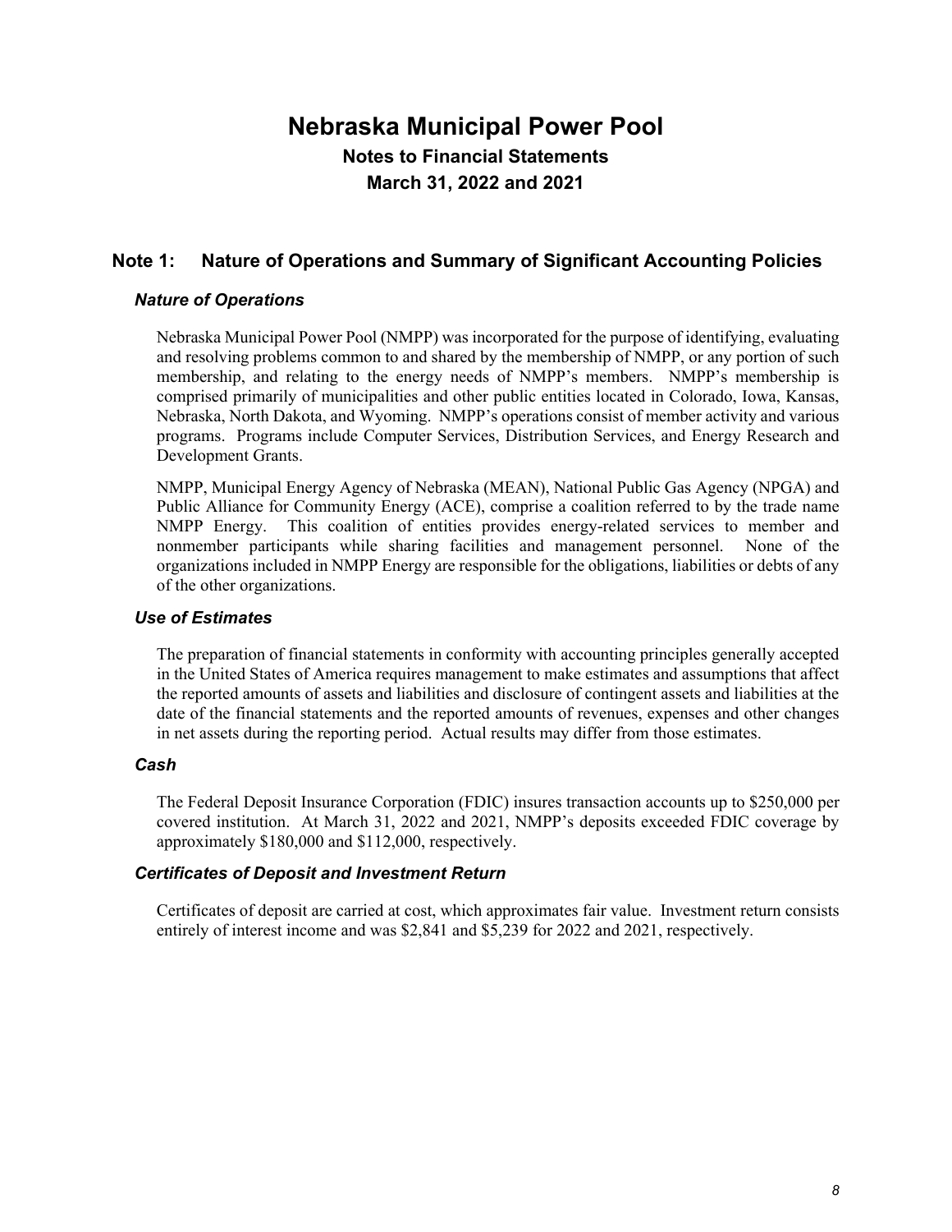# Nebraska Municipal Power Pool

## Notes to Financial Statements

## March 31, 2022 and 2021

## Note 1: Nature of Operations and Summary of Significant Accounting Policies

### *Nature of Operations*

Nebraska Municipal Power Pool (NMPP) was incorporated for the purpose of identifying, evaluating and resolving problems common to and shared by the membership of NMPP, or any portion of such membership, and relating to the energy needs of NMPP's members. NMPP's membership is comprised primarily of municipalities and other public entities located in Colorado, Iowa, Kansas, Nebraska, North Dakota, and Wyoming. NMPP's operations consist of member activity and various programs. Programs include Computer Services, Distribution Services, and Energy Research and Development Grants.

NMPP, Municipal Energy Agency of Nebraska (MEAN), National Public Gas Agency (NPGA) and Public Alliance for Community Energy (ACE), comprise a coalition referred to by the trade name NMPP Energy. This coalition of entities provides energy-related services to member and nonmember participants while sharing facilities and management personnel. None of the organizations included in NMPP Energy are responsible for the obligations, liabilities or debts of any of the other organizations.

### *Use of Estimates*

The preparation of financial statements in conformity with accounting principles generally accepted in the United States of America requires management to make estimates and assumptions that affect the reported amounts of assets and liabilities and disclosure of contingent assets and liabilities at the date of the financial statements and the reported amounts of revenues, expenses and other changes in net assets during the reporting period. Actual results may differ from those estimates.

### *Cash*

The Federal Deposit Insurance Corporation (FDIC) insures transaction accounts up to $250,000 per covered institution. At March 31, 2022 and 2021, NMPP's deposits exceeded FDIC coverage by approximately $180,000 and $112,000, respectively.

### *Certificates of Deposit and Investment Return*

Certificates of deposit are carried at cost, which approximates fair value. Investment return consists entirely of interest income and was $2,841 and $5,239 for 2022 and 2021, respectively.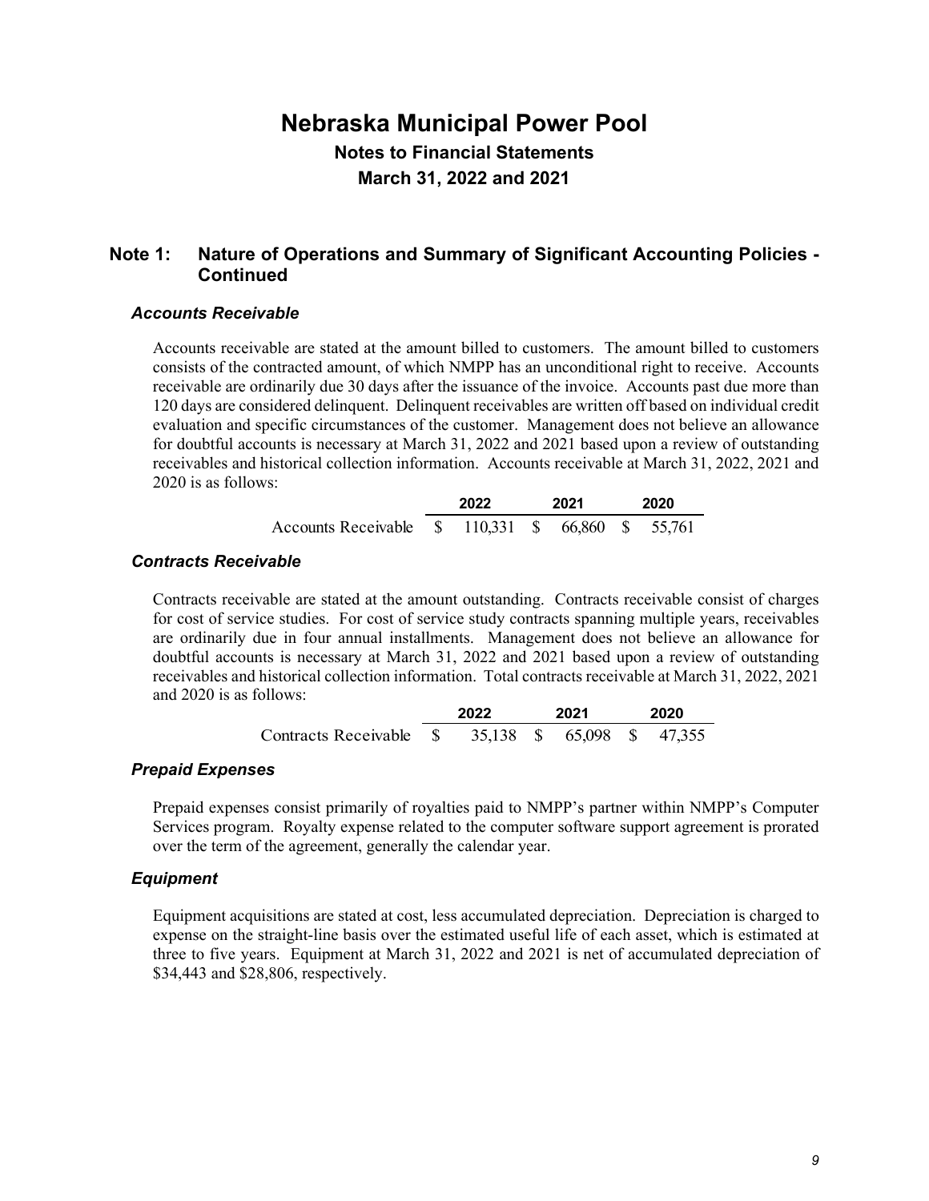# Nebraska Municipal Power Pool

## Notes to Financial Statements

## March 31, 2022 and 2021

## Note 1: Nature of Operations and Summary of Significant Accounting Policies - Continued

### *Accounts Receivable*

Accounts receivable are stated at the amount billed to customers. The amount billed to customers consists of the contracted amount, of which NMPP has an unconditional right to receive. Accounts receivable are ordinarily due 30 days after the issuance of the invoice. Accounts past due more than 120 days are considered delinquent. Delinquent receivables are written off based on individual credit evaluation and specific circumstances of the customer. Management does not believe an allowance for doubtful accounts is necessary at March 31, 2022 and 2021 based upon a review of outstanding receivables and historical collection information. Accounts receivable at March 31, 2022, 2021 and 2020 is as follows:

| | 2022 | 2021 | 2020 |
|---|---|---|---|
| Accounts Receivable | $ 110,331 | $ 66,860 | $ 55,761 |

### *Contracts Receivable*

Contracts receivable are stated at the amount outstanding. Contracts receivable consist of charges for cost of service studies. For cost of service study contracts spanning multiple years, receivables are ordinarily due in four annual installments. Management does not believe an allowance for doubtful accounts is necessary at March 31, 2022 and 2021 based upon a review of outstanding receivables and historical collection information. Total contracts receivable at March 31, 2022, 2021 and 2020 is as follows:

| | 2022 | 2021 | 2020 |
|---|---|---|---|
| Contracts Receivable | $ 35,138 | $ 65,098 | $ 47,355 |

### *Prepaid Expenses*

Prepaid expenses consist primarily of royalties paid to NMPP's partner within NMPP's Computer Services program. Royalty expense related to the computer software support agreement is prorated over the term of the agreement, generally the calendar year.

### *Equipment*

Equipment acquisitions are stated at cost, less accumulated depreciation. Depreciation is charged to expense on the straight-line basis over the estimated useful life of each asset, which is estimated at three to five years. Equipment at March 31, 2022 and 2021 is net of accumulated depreciation of $34,443 and $28,806, respectively.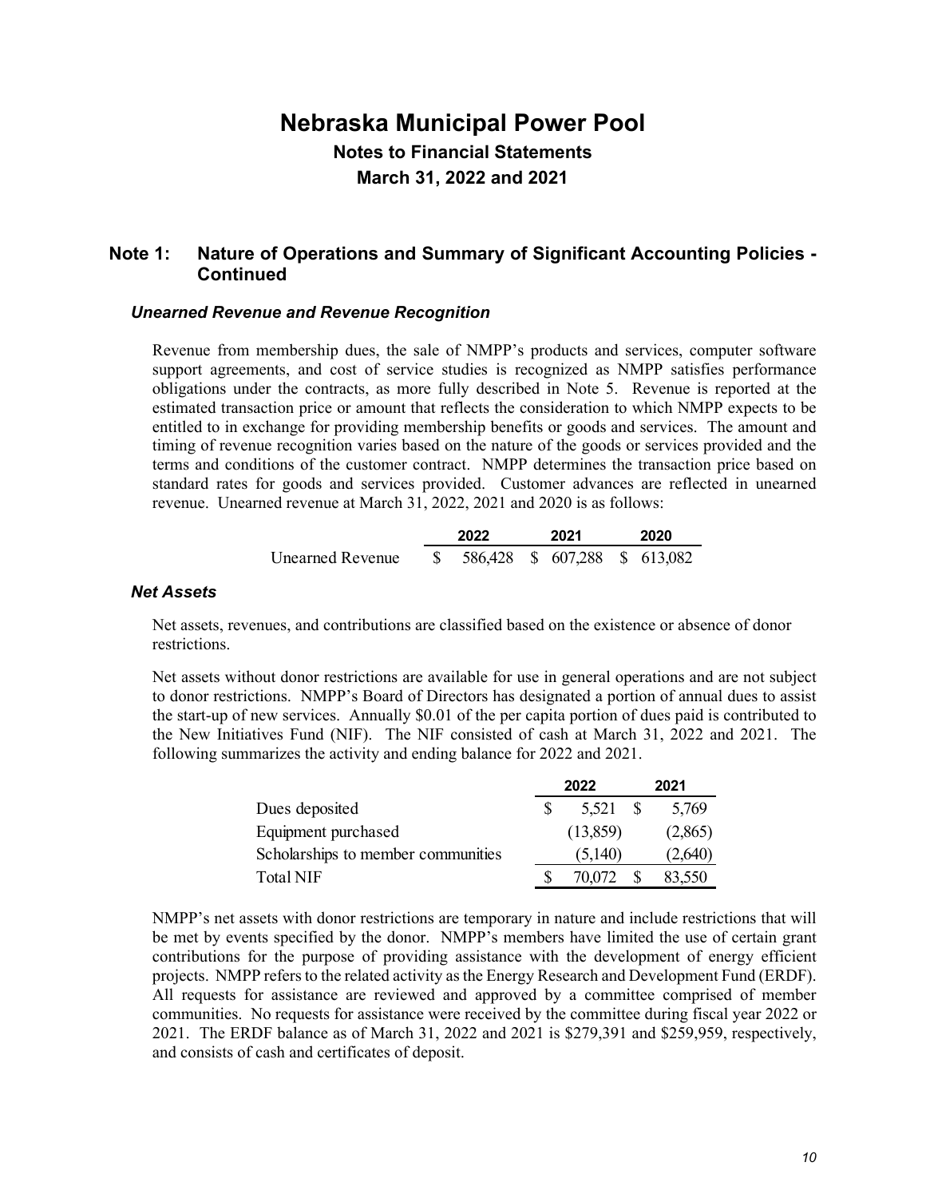# Nebraska Municipal Power Pool

## Notes to Financial Statements

## March 31, 2022 and 2021

## Note 1: Nature of Operations and Summary of Significant Accounting Policies - Continued

### *Unearned Revenue and Revenue Recognition*

Revenue from membership dues, the sale of NMPP's products and services, computer software support agreements, and cost of service studies is recognized as NMPP satisfies performance obligations under the contracts, as more fully described in Note 5. Revenue is reported at the estimated transaction price or amount that reflects the consideration to which NMPP expects to be entitled to in exchange for providing membership benefits or goods and services. The amount and timing of revenue recognition varies based on the nature of the goods or services provided and the terms and conditions of the customer contract. NMPP determines the transaction price based on standard rates for goods and services provided. Customer advances are reflected in unearned revenue. Unearned revenue at March 31, 2022, 2021 and 2020 is as follows:

| | 2022 | 2021 | 2020 |
|---|---|---|---|
| Unearned Revenue | $ 586,428 | $ 607,288 | $ 613,082 |

### *Net Assets*

Net assets, revenues, and contributions are classified based on the existence or absence of donor restrictions.

Net assets without donor restrictions are available for use in general operations and are not subject to donor restrictions. NMPP's Board of Directors has designated a portion of annual dues to assist the start-up of new services. Annually $0.01 of the per capita portion of dues paid is contributed to the New Initiatives Fund (NIF). The NIF consisted of cash at March 31, 2022 and 2021. The following summarizes the activity and ending balance for 2022 and 2021.

| | 2022 | 2021 |
|---|---|---|
| Dues deposited | $ 5,521 | $ 5,769 |
| Equipment purchased | (13,859) | (2,865) |
| Scholarships to member communities | (5,140) | (2,640) |
| Total NIF | $ 70,072 | $ 83,550 |

NMPP's net assets with donor restrictions are temporary in nature and include restrictions that will be met by events specified by the donor. NMPP's members have limited the use of certain grant contributions for the purpose of providing assistance with the development of energy efficient projects. NMPP refers to the related activity as the Energy Research and Development Fund (ERDF). All requests for assistance are reviewed and approved by a committee comprised of member communities. No requests for assistance were received by the committee during fiscal year 2022 or 2021. The ERDF balance as of March 31, 2022 and 2021 is $279,391 and $259,959, respectively, and consists of cash and certificates of deposit.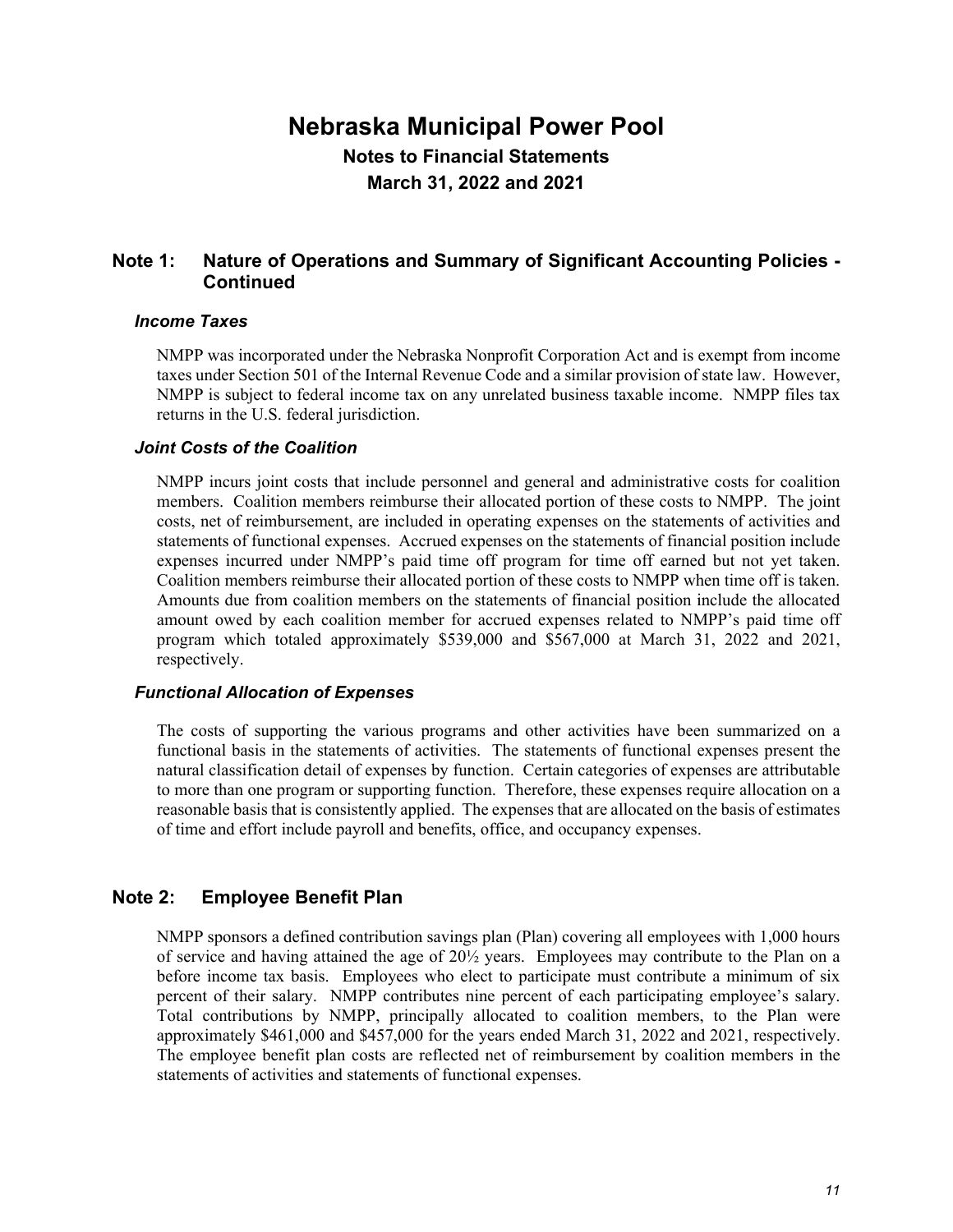# Nebraska Municipal Power Pool

**Notes to Financial Statements**

**March 31, 2022 and 2021**

## Note 1: Nature of Operations and Summary of Significant Accounting Policies - Continued

### *Income Taxes*

NMPP was incorporated under the Nebraska Nonprofit Corporation Act and is exempt from income taxes under Section 501 of the Internal Revenue Code and a similar provision of state law. However, NMPP is subject to federal income tax on any unrelated business taxable income. NMPP files tax returns in the U.S. federal jurisdiction.

### *Joint Costs of the Coalition*

NMPP incurs joint costs that include personnel and general and administrative costs for coalition members. Coalition members reimburse their allocated portion of these costs to NMPP. The joint costs, net of reimbursement, are included in operating expenses on the statements of activities and statements of functional expenses. Accrued expenses on the statements of financial position include expenses incurred under NMPP's paid time off program for time off earned but not yet taken. Coalition members reimburse their allocated portion of these costs to NMPP when time off is taken. Amounts due from coalition members on the statements of financial position include the allocated amount owed by each coalition member for accrued expenses related to NMPP's paid time off program which totaled approximately $539,000 and $567,000 at March 31, 2022 and 2021, respectively.

### *Functional Allocation of Expenses*

The costs of supporting the various programs and other activities have been summarized on a functional basis in the statements of activities. The statements of functional expenses present the natural classification detail of expenses by function. Certain categories of expenses are attributable to more than one program or supporting function. Therefore, these expenses require allocation on a reasonable basis that is consistently applied. The expenses that are allocated on the basis of estimates of time and effort include payroll and benefits, office, and occupancy expenses.

## Note 2: Employee Benefit Plan

NMPP sponsors a defined contribution savings plan (Plan) covering all employees with 1,000 hours of service and having attained the age of 20½ years. Employees may contribute to the Plan on a before income tax basis. Employees who elect to participate must contribute a minimum of six percent of their salary. NMPP contributes nine percent of each participating employee's salary. Total contributions by NMPP, principally allocated to coalition members, to the Plan were approximately $461,000 and $457,000 for the years ended March 31, 2022 and 2021, respectively. The employee benefit plan costs are reflected net of reimbursement by coalition members in the statements of activities and statements of functional expenses.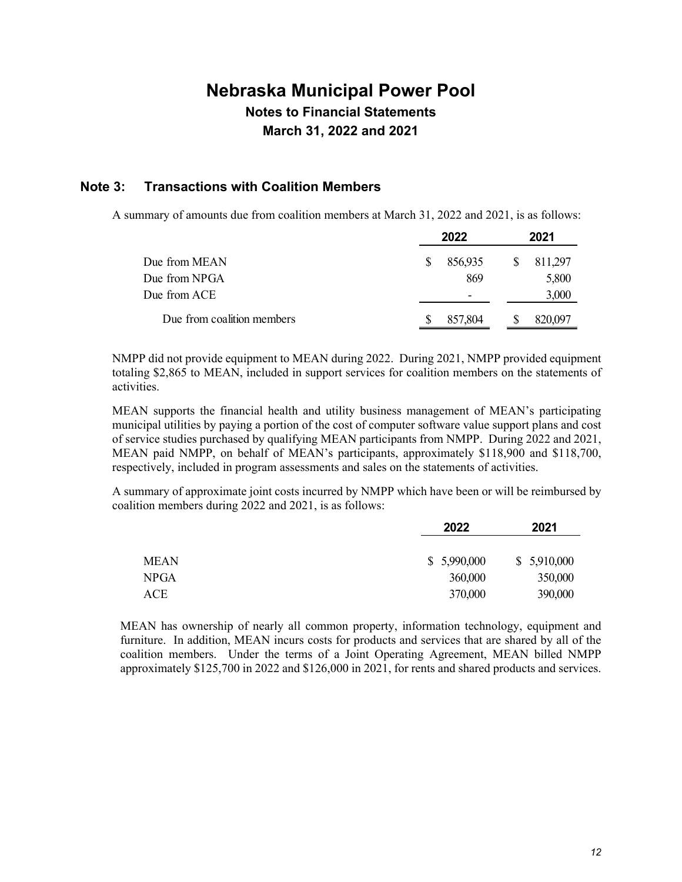# Nebraska Municipal Power Pool

## Notes to Financial Statements

## March 31, 2022 and 2021

### Note 3: Transactions with Coalition Members

A summary of amounts due from coalition members at March 31, 2022 and 2021, is as follows:

| | 2022 | 2021 |
|---|---|---|
| Due from MEAN | $ 856,935 | $ 811,297 |
| Due from NPGA | 869 | 5,800 |
| Due from ACE | - | 3,000 |
| Due from coalition members | $ 857,804 | $ 820,097 |

NMPP did not provide equipment to MEAN during 2022. During 2021, NMPP provided equipment totaling $2,865 to MEAN, included in support services for coalition members on the statements of activities.

MEAN supports the financial health and utility business management of MEAN's participating municipal utilities by paying a portion of the cost of computer software value support plans and cost of service studies purchased by qualifying MEAN participants from NMPP. During 2022 and 2021, MEAN paid NMPP, on behalf of MEAN's participants, approximately $118,900 and $118,700, respectively, included in program assessments and sales on the statements of activities.

A summary of approximate joint costs incurred by NMPP which have been or will be reimbursed by coalition members during 2022 and 2021, is as follows:

| | 2022 | 2021 |
|---|---|---|
| MEAN | $ 5,990,000 | $ 5,910,000 |
| NPGA | 360,000 | 350,000 |
| ACE | 370,000 | 390,000 |

MEAN has ownership of nearly all common property, information technology, equipment and furniture. In addition, MEAN incurs costs for products and services that are shared by all of the coalition members. Under the terms of a Joint Operating Agreement, MEAN billed NMPP approximately $125,700 in 2022 and $126,000 in 2021, for rents and shared products and services.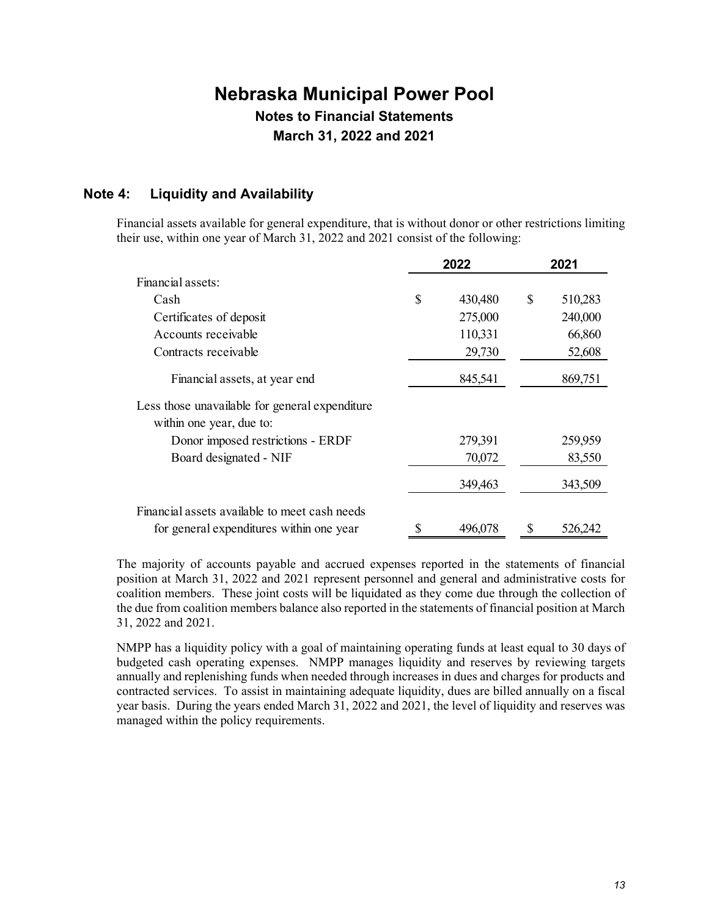# Nebraska Municipal Power Pool

## Notes to Financial Statements

## March 31, 2022 and 2021

### Note 4: Liquidity and Availability

Financial assets available for general expenditure, that is without donor or other restrictions limiting their use, within one year of March 31, 2022 and 2021 consist of the following:

| | 2022 | 2021 |
|---|---|---|
| Financial assets: | | |
| Cash | $ 430,480 | $ 510,283 |
| Certificates of deposit | 275,000 | 240,000 |
| Accounts receivable | 110,331 | 66,860 |
| Contracts receivable | 29,730 | 52,608 |
| Financial assets, at year end | 845,541 | 869,751 |
| Less those unavailable for general expenditure within one year, due to: | | |
| Donor imposed restrictions - ERDF | 279,391 | 259,959 |
| Board designated - NIF | 70,072 | 83,550 |
| | 349,463 | 343,509 |
| Financial assets available to meet cash needs for general expenditures within one year | $ 496,078 | $ 526,242 |

The majority of accounts payable and accrued expenses reported in the statements of financial position at March 31, 2022 and 2021 represent personnel and general and administrative costs for coalition members. These joint costs will be liquidated as they come due through the collection of the due from coalition members balance also reported in the statements of financial position at March 31, 2022 and 2021.

NMPP has a liquidity policy with a goal of maintaining operating funds at least equal to 30 days of budgeted cash operating expenses. NMPP manages liquidity and reserves by reviewing targets annually and replenishing funds when needed through increases in dues and charges for products and contracted services. To assist in maintaining adequate liquidity, dues are billed annually on a fiscal year basis. During the years ended March 31, 2022 and 2021, the level of liquidity and reserves was managed within the policy requirements.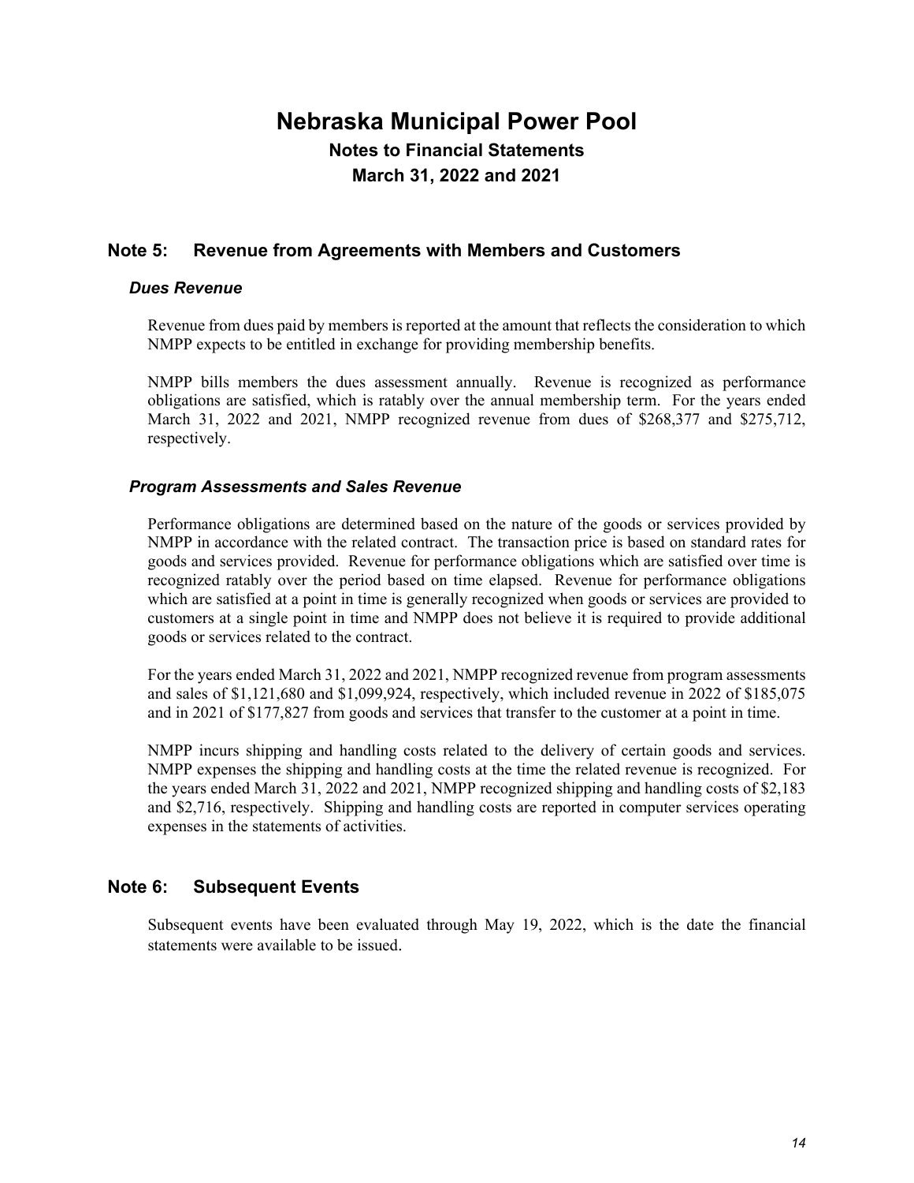# Nebraska Municipal Power Pool

## Notes to Financial Statements

## March 31, 2022 and 2021

## Note 5: Revenue from Agreements with Members and Customers

### *Dues Revenue*

Revenue from dues paid by members is reported at the amount that reflects the consideration to which NMPP expects to be entitled in exchange for providing membership benefits.

NMPP bills members the dues assessment annually. Revenue is recognized as performance obligations are satisfied, which is ratably over the annual membership term. For the years ended March 31, 2022 and 2021, NMPP recognized revenue from dues of $268,377 and $275,712, respectively.

### *Program Assessments and Sales Revenue*

Performance obligations are determined based on the nature of the goods or services provided by NMPP in accordance with the related contract. The transaction price is based on standard rates for goods and services provided. Revenue for performance obligations which are satisfied over time is recognized ratably over the period based on time elapsed. Revenue for performance obligations which are satisfied at a point in time is generally recognized when goods or services are provided to customers at a single point in time and NMPP does not believe it is required to provide additional goods or services related to the contract.

For the years ended March 31, 2022 and 2021, NMPP recognized revenue from program assessments and sales of $1,121,680 and $1,099,924, respectively, which included revenue in 2022 of $185,075 and in 2021 of $177,827 from goods and services that transfer to the customer at a point in time.

NMPP incurs shipping and handling costs related to the delivery of certain goods and services. NMPP expenses the shipping and handling costs at the time the related revenue is recognized. For the years ended March 31, 2022 and 2021, NMPP recognized shipping and handling costs of $2,183 and $2,716, respectively. Shipping and handling costs are reported in computer services operating expenses in the statements of activities.

## Note 6: Subsequent Events

Subsequent events have been evaluated through May 19, 2022, which is the date the financial statements were available to be issued.